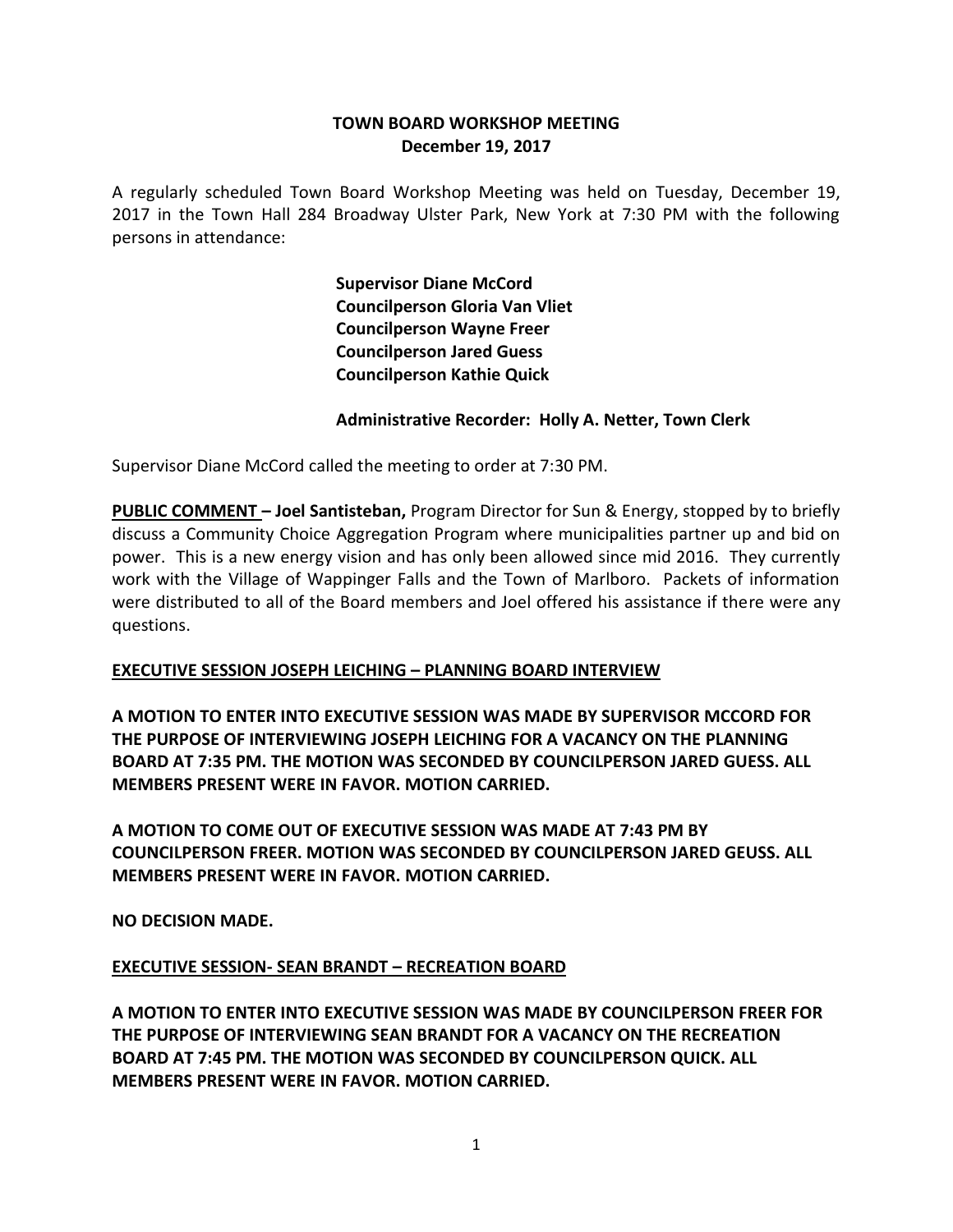# TOWN BOARD WORKSHOP MEETING
## December 19, 2017

A regularly scheduled Town Board Workshop Meeting was held on Tuesday, December 19, 2017 in the Town Hall 284 Broadway Ulster Park, New York at 7:30 PM with the following persons in attendance:

**Supervisor Diane McCord**
**Councilperson Gloria Van Vliet**
**Councilperson Wayne Freer**
**Councilperson Jared Guess**
**Councilperson Kathie Quick**

**Administrative Recorder: Holly A. Netter, Town Clerk**

Supervisor Diane McCord called the meeting to order at 7:30 PM.

**PUBLIC COMMENT – Joel Santisteban,** Program Director for Sun & Energy, stopped by to briefly discuss a Community Choice Aggregation Program where municipalities partner up and bid on power. This is a new energy vision and has only been allowed since mid 2016. They currently work with the Village of Wappinger Falls and the Town of Marlboro. Packets of information were distributed to all of the Board members and Joel offered his assistance if there were any questions.

**EXECUTIVE SESSION JOSEPH LEICHING – PLANNING BOARD INTERVIEW**

**A MOTION TO ENTER INTO EXECUTIVE SESSION WAS MADE BY SUPERVISOR MCCORD FOR THE PURPOSE OF INTERVIEWING JOSEPH LEICHING FOR A VACANCY ON THE PLANNING BOARD AT 7:35 PM. THE MOTION WAS SECONDED BY COUNCILPERSON JARED GUESS. ALL MEMBERS PRESENT WERE IN FAVOR. MOTION CARRIED.**

**A MOTION TO COME OUT OF EXECUTIVE SESSION WAS MADE AT 7:43 PM BY COUNCILPERSON FREER. MOTION WAS SECONDED BY COUNCILPERSON JARED GEUSS. ALL MEMBERS PRESENT WERE IN FAVOR. MOTION CARRIED.**

**NO DECISION MADE.**

**EXECUTIVE SESSION- SEAN BRANDT – RECREATION BOARD**

**A MOTION TO ENTER INTO EXECUTIVE SESSION WAS MADE BY COUNCILPERSON FREER FOR THE PURPOSE OF INTERVIEWING SEAN BRANDT FOR A VACANCY ON THE RECREATION BOARD AT 7:45 PM. THE MOTION WAS SECONDED BY COUNCILPERSON QUICK. ALL MEMBERS PRESENT WERE IN FAVOR. MOTION CARRIED.**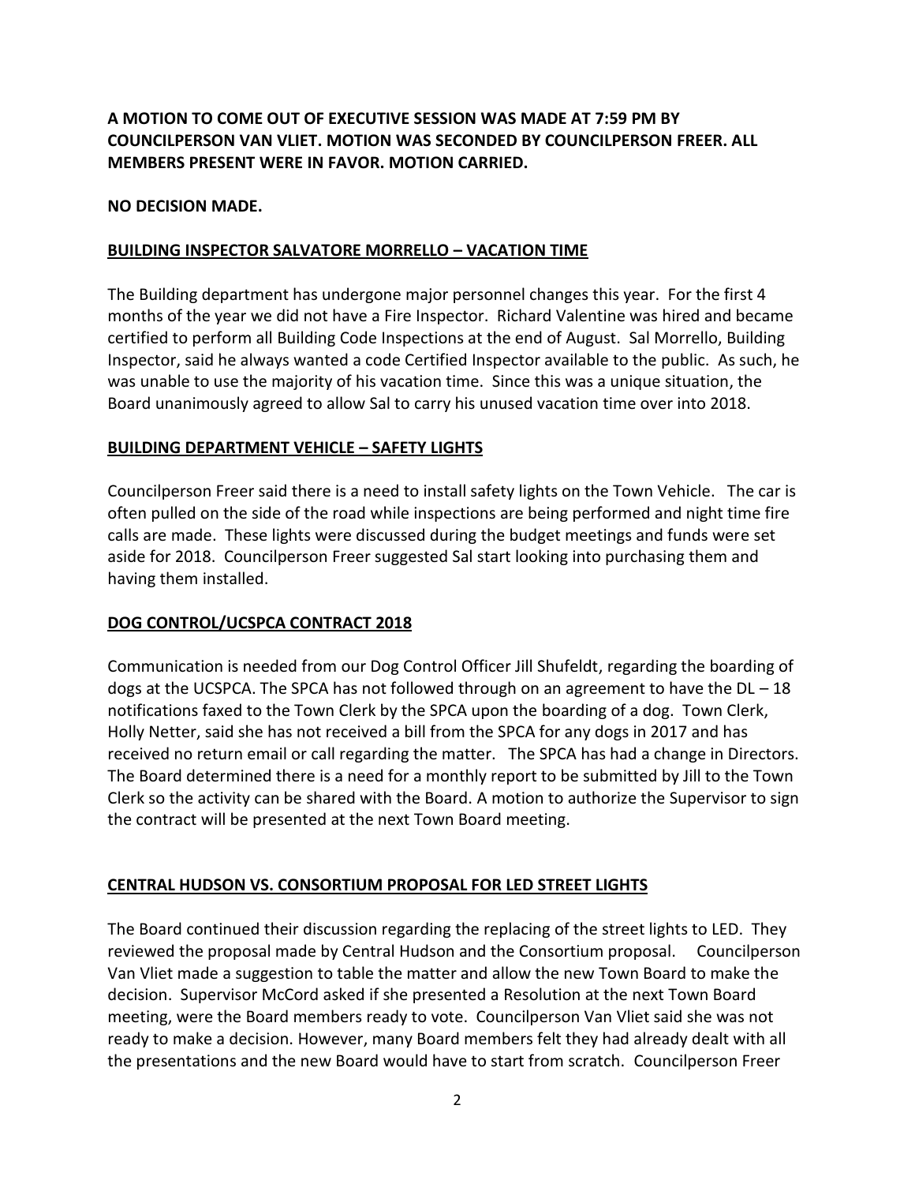**A MOTION TO COME OUT OF EXECUTIVE SESSION WAS MADE AT 7:59 PM BY COUNCILPERSON VAN VLIET. MOTION WAS SECONDED BY COUNCILPERSON FREER. ALL MEMBERS PRESENT WERE IN FAVOR. MOTION CARRIED.**

**NO DECISION MADE.**

**BUILDING INSPECTOR SALVATORE MORRELLO – VACATION TIME**

The Building department has undergone major personnel changes this year. For the first 4 months of the year we did not have a Fire Inspector. Richard Valentine was hired and became certified to perform all Building Code Inspections at the end of August. Sal Morrello, Building Inspector, said he always wanted a code Certified Inspector available to the public. As such, he was unable to use the majority of his vacation time. Since this was a unique situation, the Board unanimously agreed to allow Sal to carry his unused vacation time over into 2018.

**BUILDING DEPARTMENT VEHICLE – SAFETY LIGHTS**

Councilperson Freer said there is a need to install safety lights on the Town Vehicle. The car is often pulled on the side of the road while inspections are being performed and night time fire calls are made. These lights were discussed during the budget meetings and funds were set aside for 2018. Councilperson Freer suggested Sal start looking into purchasing them and having them installed.

**DOG CONTROL/UCSPCA CONTRACT 2018**

Communication is needed from our Dog Control Officer Jill Shufeldt, regarding the boarding of dogs at the UCSPCA. The SPCA has not followed through on an agreement to have the DL – 18 notifications faxed to the Town Clerk by the SPCA upon the boarding of a dog. Town Clerk, Holly Netter, said she has not received a bill from the SPCA for any dogs in 2017 and has received no return email or call regarding the matter. The SPCA has had a change in Directors. The Board determined there is a need for a monthly report to be submitted by Jill to the Town Clerk so the activity can be shared with the Board. A motion to authorize the Supervisor to sign the contract will be presented at the next Town Board meeting.

**CENTRAL HUDSON VS. CONSORTIUM PROPOSAL FOR LED STREET LIGHTS**

The Board continued their discussion regarding the replacing of the street lights to LED. They reviewed the proposal made by Central Hudson and the Consortium proposal. Councilperson Van Vliet made a suggestion to table the matter and allow the new Town Board to make the decision. Supervisor McCord asked if she presented a Resolution at the next Town Board meeting, were the Board members ready to vote. Councilperson Van Vliet said she was not ready to make a decision. However, many Board members felt they had already dealt with all the presentations and the new Board would have to start from scratch. Councilperson Freer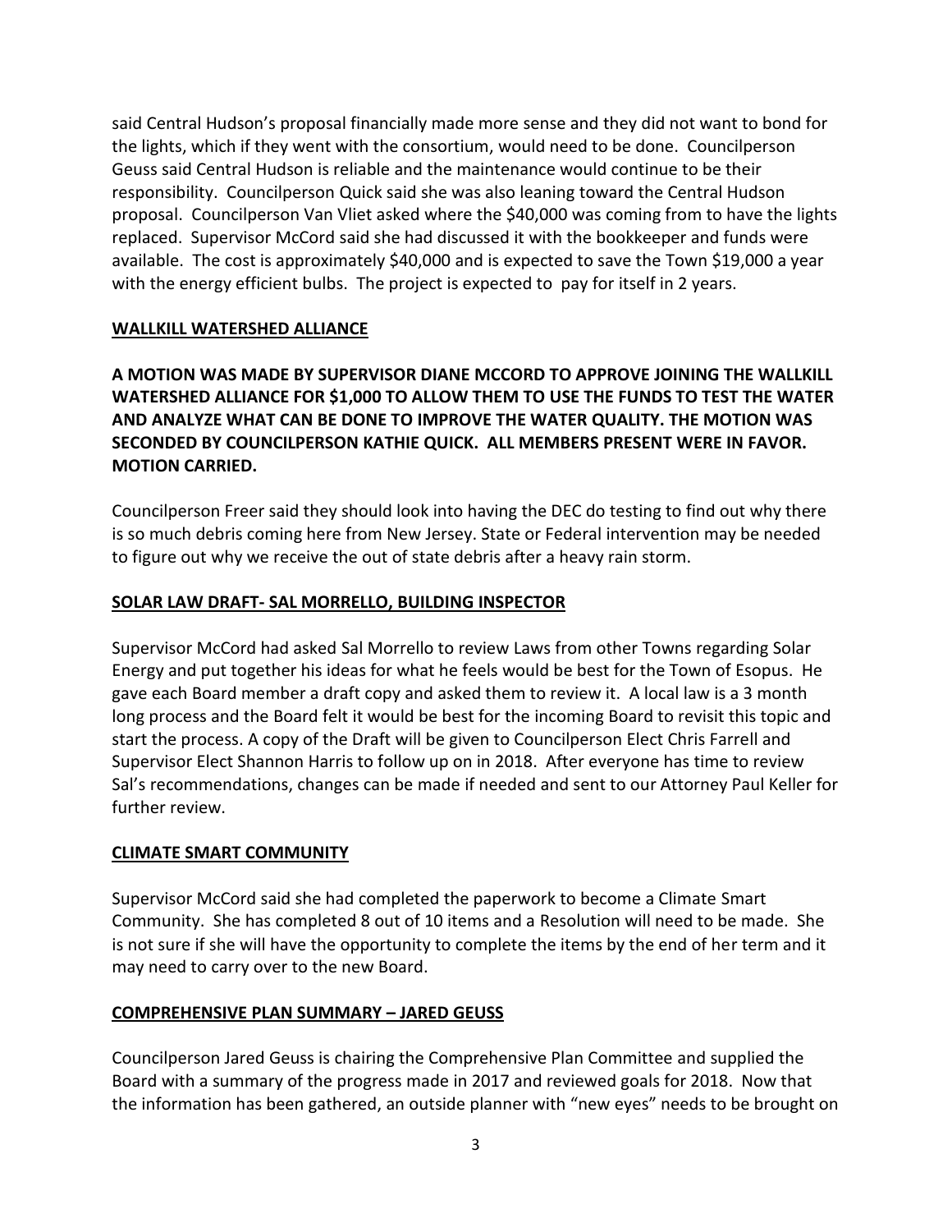said Central Hudson's proposal financially made more sense and they did not want to bond for the lights, which if they went with the consortium, would need to be done. Councilperson Geuss said Central Hudson is reliable and the maintenance would continue to be their responsibility. Councilperson Quick said she was also leaning toward the Central Hudson proposal. Councilperson Van Vliet asked where the $40,000 was coming from to have the lights replaced. Supervisor McCord said she had discussed it with the bookkeeper and funds were available. The cost is approximately $40,000 and is expected to save the Town $19,000 a year with the energy efficient bulbs. The project is expected to pay for itself in 2 years.

**WALLKILL WATERSHED ALLIANCE**

**A MOTION WAS MADE BY SUPERVISOR DIANE MCCORD TO APPROVE JOINING THE WALLKILL WATERSHED ALLIANCE FOR $1,000 TO ALLOW THEM TO USE THE FUNDS TO TEST THE WATER AND ANALYZE WHAT CAN BE DONE TO IMPROVE THE WATER QUALITY. THE MOTION WAS SECONDED BY COUNCILPERSON KATHIE QUICK. ALL MEMBERS PRESENT WERE IN FAVOR. MOTION CARRIED.**

Councilperson Freer said they should look into having the DEC do testing to find out why there is so much debris coming here from New Jersey. State or Federal intervention may be needed to figure out why we receive the out of state debris after a heavy rain storm.

**SOLAR LAW DRAFT- SAL MORRELLO, BUILDING INSPECTOR**

Supervisor McCord had asked Sal Morrello to review Laws from other Towns regarding Solar Energy and put together his ideas for what he feels would be best for the Town of Esopus. He gave each Board member a draft copy and asked them to review it. A local law is a 3 month long process and the Board felt it would be best for the incoming Board to revisit this topic and start the process. A copy of the Draft will be given to Councilperson Elect Chris Farrell and Supervisor Elect Shannon Harris to follow up on in 2018. After everyone has time to review Sal's recommendations, changes can be made if needed and sent to our Attorney Paul Keller for further review.

**CLIMATE SMART COMMUNITY**

Supervisor McCord said she had completed the paperwork to become a Climate Smart Community. She has completed 8 out of 10 items and a Resolution will need to be made. She is not sure if she will have the opportunity to complete the items by the end of her term and it may need to carry over to the new Board.

**COMPREHENSIVE PLAN SUMMARY – JARED GEUSS**

Councilperson Jared Geuss is chairing the Comprehensive Plan Committee and supplied the Board with a summary of the progress made in 2017 and reviewed goals for 2018. Now that the information has been gathered, an outside planner with "new eyes" needs to be brought on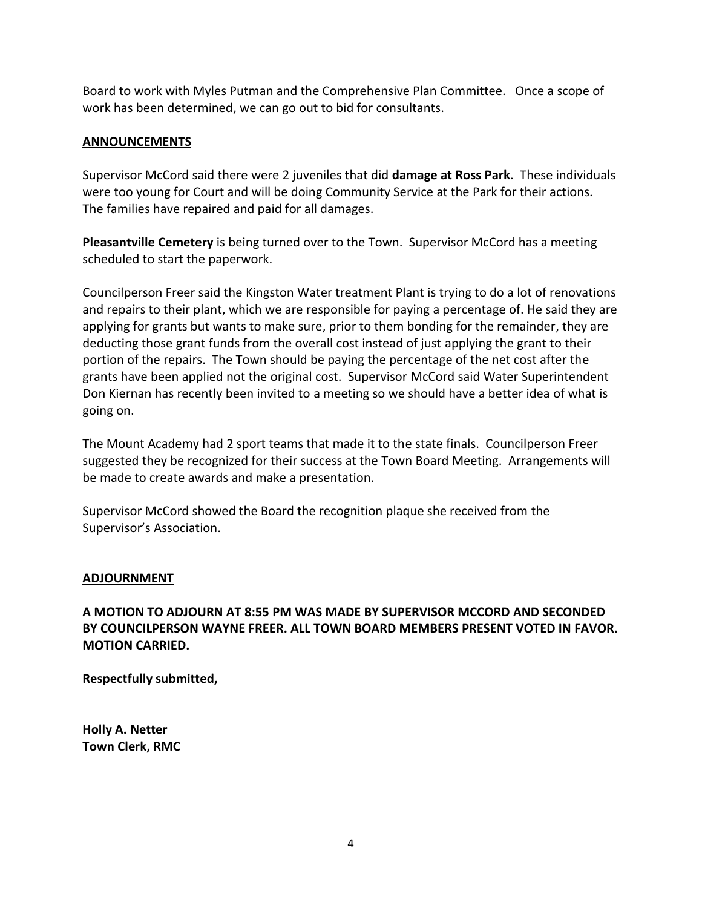Board to work with Myles Putman and the Comprehensive Plan Committee. Once a scope of work has been determined, we can go out to bid for consultants.

## ANNOUNCEMENTS

Supervisor McCord said there were 2 juveniles that did **damage at Ross Park**. These individuals were too young for Court and will be doing Community Service at the Park for their actions. The families have repaired and paid for all damages.

**Pleasantville Cemetery** is being turned over to the Town. Supervisor McCord has a meeting scheduled to start the paperwork.

Councilperson Freer said the Kingston Water treatment Plant is trying to do a lot of renovations and repairs to their plant, which we are responsible for paying a percentage of. He said they are applying for grants but wants to make sure, prior to them bonding for the remainder, they are deducting those grant funds from the overall cost instead of just applying the grant to their portion of the repairs. The Town should be paying the percentage of the net cost after the grants have been applied not the original cost. Supervisor McCord said Water Superintendent Don Kiernan has recently been invited to a meeting so we should have a better idea of what is going on.

The Mount Academy had 2 sport teams that made it to the state finals. Councilperson Freer suggested they be recognized for their success at the Town Board Meeting. Arrangements will be made to create awards and make a presentation.

Supervisor McCord showed the Board the recognition plaque she received from the Supervisor's Association.

## ADJOURNMENT

**A MOTION TO ADJOURN AT 8:55 PM WAS MADE BY SUPERVISOR MCCORD AND SECONDED BY COUNCILPERSON WAYNE FREER. ALL TOWN BOARD MEMBERS PRESENT VOTED IN FAVOR. MOTION CARRIED.**

**Respectfully submitted,**

**Holly A. Netter**
**Town Clerk, RMC**